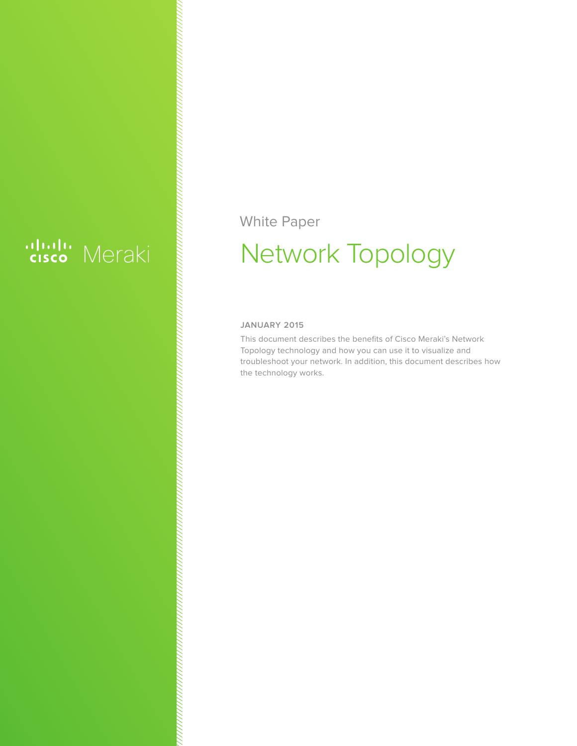cisco Meraki

White Paper

# Network Topology

**JANUARY 2015**

This document describes the benefits of Cisco Meraki's Network Topology technology and how you can use it to visualize and troubleshoot your network. In addition, this document describes how the technology works.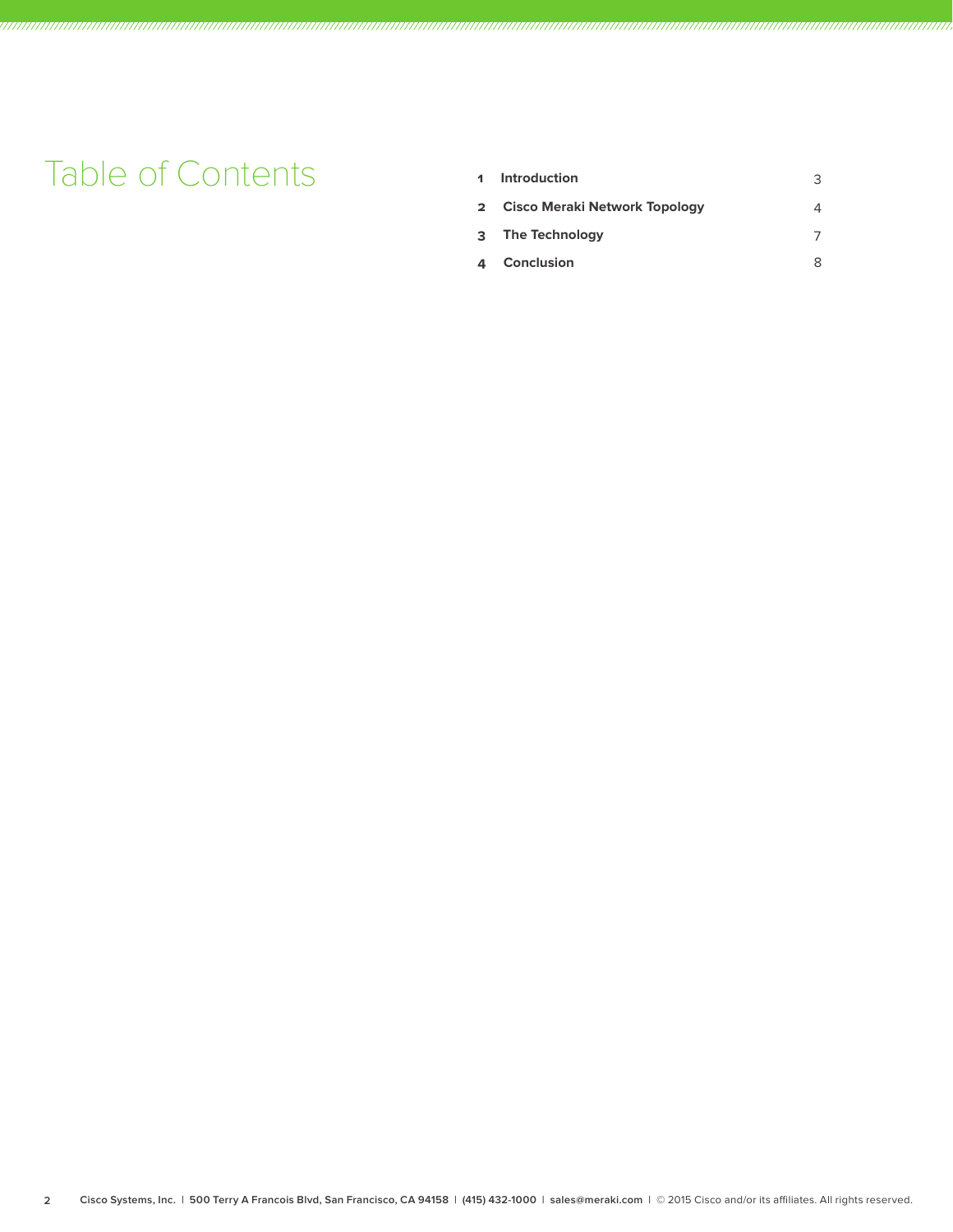# Table of Contents

| | | |
|---|---|---|
| 1 | **Introduction** | 3 |
| 2 | **Cisco Meraki Network Topology** | 4 |
| 3 | **The Technology** | 7 |
| 4 | **Conclusion** | 8 |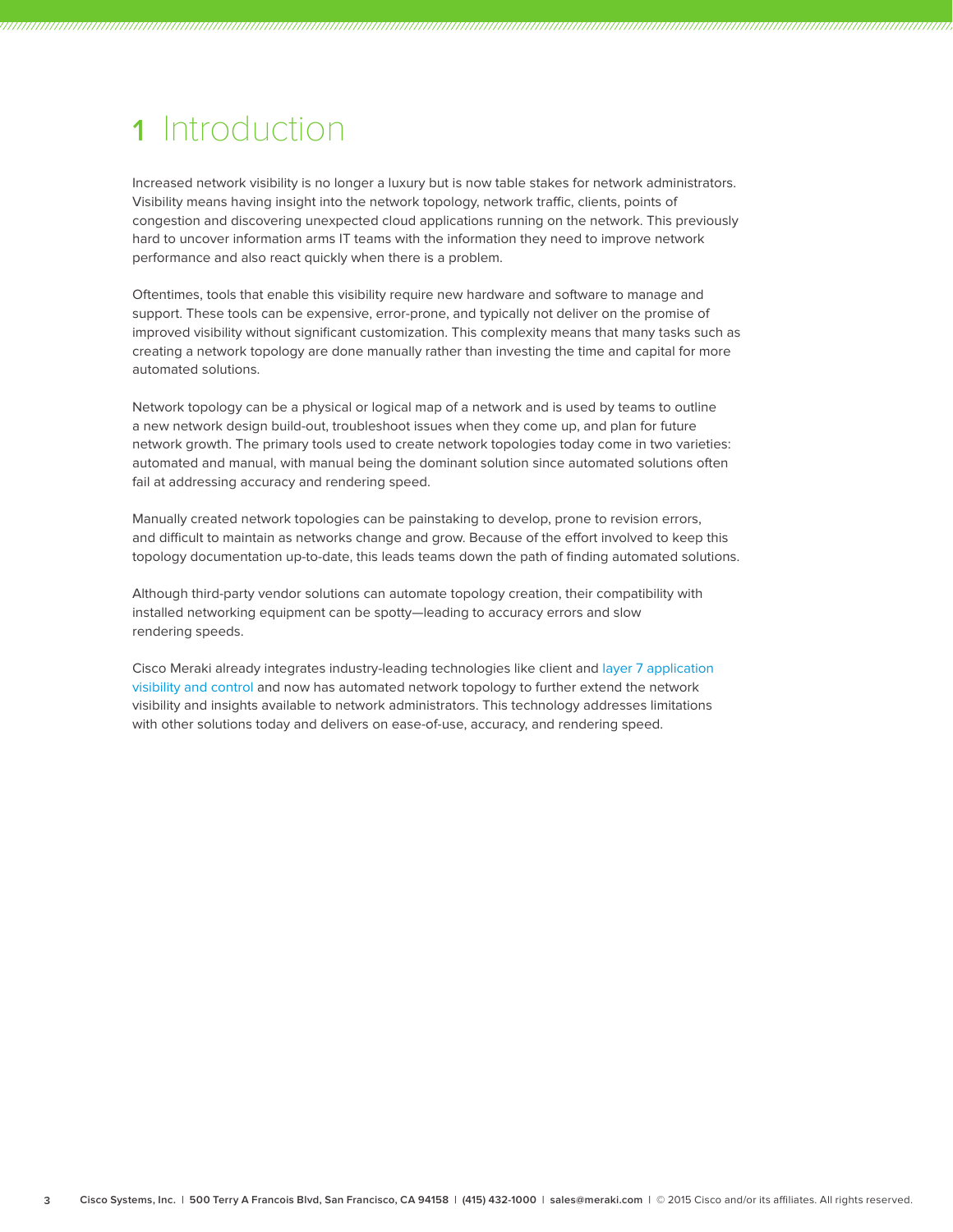# 1 Introduction

Increased network visibility is no longer a luxury but is now table stakes for network administrators. Visibility means having insight into the network topology, network traffic, clients, points of congestion and discovering unexpected cloud applications running on the network. This previously hard to uncover information arms IT teams with the information they need to improve network performance and also react quickly when there is a problem.

Oftentimes, tools that enable this visibility require new hardware and software to manage and support. These tools can be expensive, error-prone, and typically not deliver on the promise of improved visibility without significant customization. This complexity means that many tasks such as creating a network topology are done manually rather than investing the time and capital for more automated solutions.

Network topology can be a physical or logical map of a network and is used by teams to outline a new network design build-out, troubleshoot issues when they come up, and plan for future network growth. The primary tools used to create network topologies today come in two varieties: automated and manual, with manual being the dominant solution since automated solutions often fail at addressing accuracy and rendering speed.

Manually created network topologies can be painstaking to develop, prone to revision errors, and difficult to maintain as networks change and grow. Because of the effort involved to keep this topology documentation up-to-date, this leads teams down the path of finding automated solutions.

Although third-party vendor solutions can automate topology creation, their compatibility with installed networking equipment can be spotty—leading to accuracy errors and slow rendering speeds.

Cisco Meraki already integrates industry-leading technologies like client and layer 7 application visibility and control and now has automated network topology to further extend the network visibility and insights available to network administrators. This technology addresses limitations with other solutions today and delivers on ease-of-use, accuracy, and rendering speed.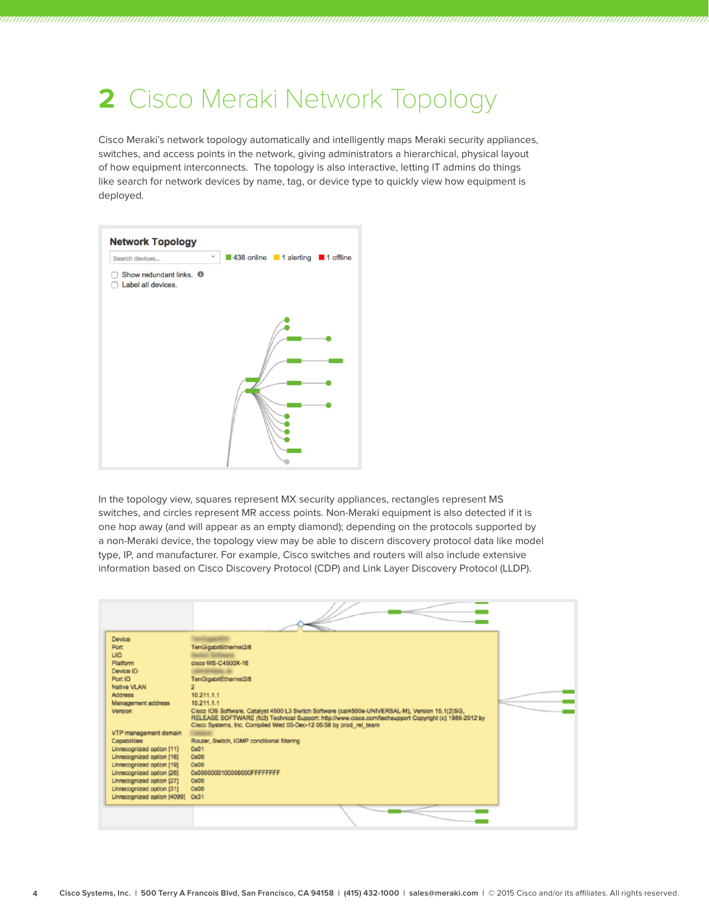# 2 Cisco Meraki Network Topology

Cisco Meraki's network topology automatically and intelligently maps Meraki security appliances, switches, and access points in the network, giving administrators a hierarchical, physical layout of how equipment interconnects. The topology is also interactive, letting IT admins do things like search for network devices by name, tag, or device type to quickly view how equipment is deployed.

In the topology view, squares represent MX security appliances, rectangles represent MS switches, and circles represent MR access points. Non-Meraki equipment is also detected if it is one hop away (and will appear as an empty diamond); depending on the protocols supported by a non-Meraki device, the topology view may be able to discern discovery protocol data like model type, IP, and manufacturer. For example, Cisco switches and routers will also include extensive information based on Cisco Discovery Protocol (CDP) and Link Layer Discovery Protocol (LLDP).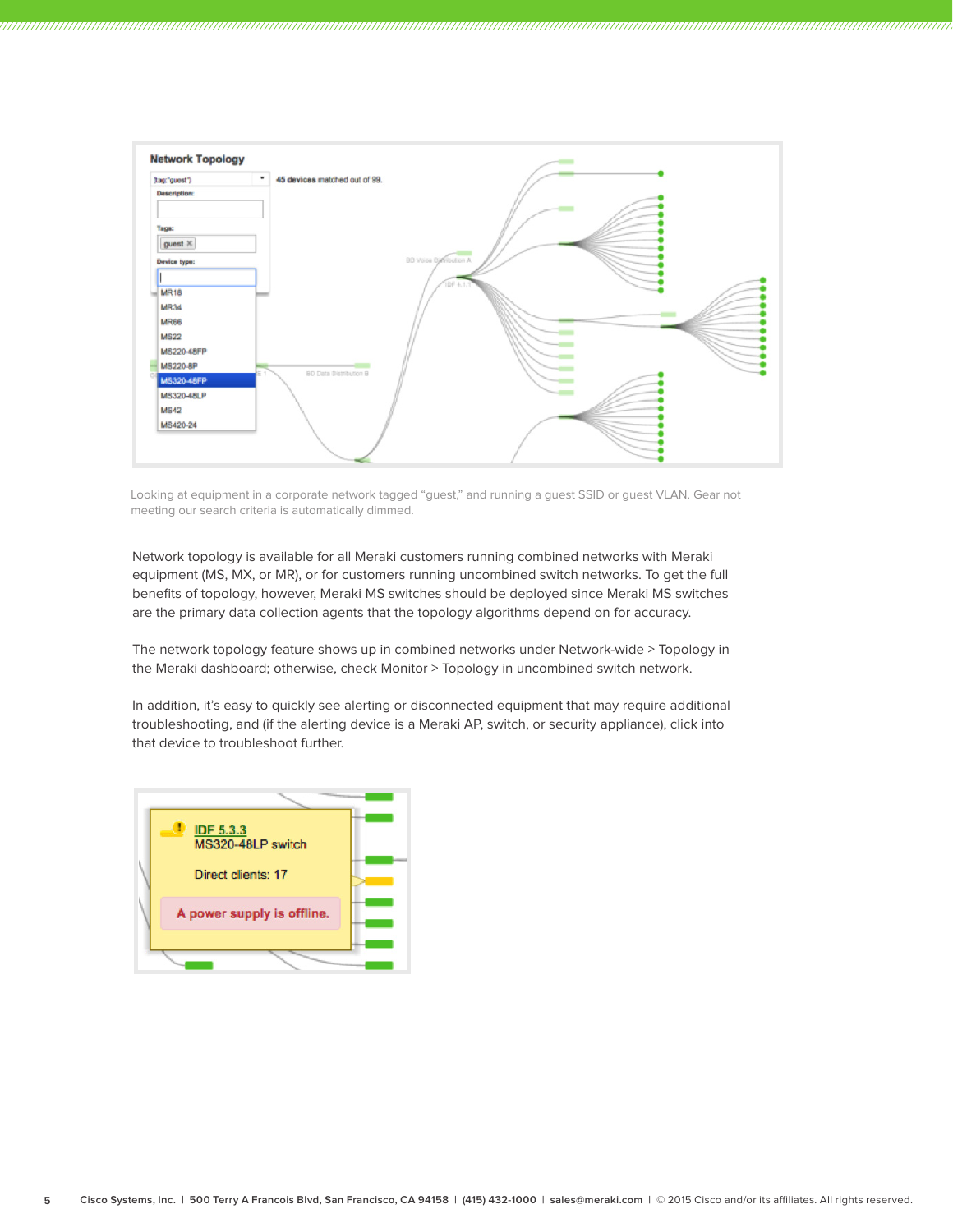Looking at equipment in a corporate network tagged “guest,” and running a guest SSID or guest VLAN. Gear not meeting our search criteria is automatically dimmed.

Network topology is available for all Meraki customers running combined networks with Meraki equipment (MS, MX, or MR), or for customers running uncombined switch networks. To get the full benefits of topology, however, Meraki MS switches should be deployed since Meraki MS switches are the primary data collection agents that the topology algorithms depend on for accuracy.

The network topology feature shows up in combined networks under Network-wide > Topology in the Meraki dashboard; otherwise, check Monitor > Topology in uncombined switch network.

In addition, it’s easy to quickly see alerting or disconnected equipment that may require additional troubleshooting, and (if the alerting device is a Meraki AP, switch, or security appliance), click into that device to troubleshoot further.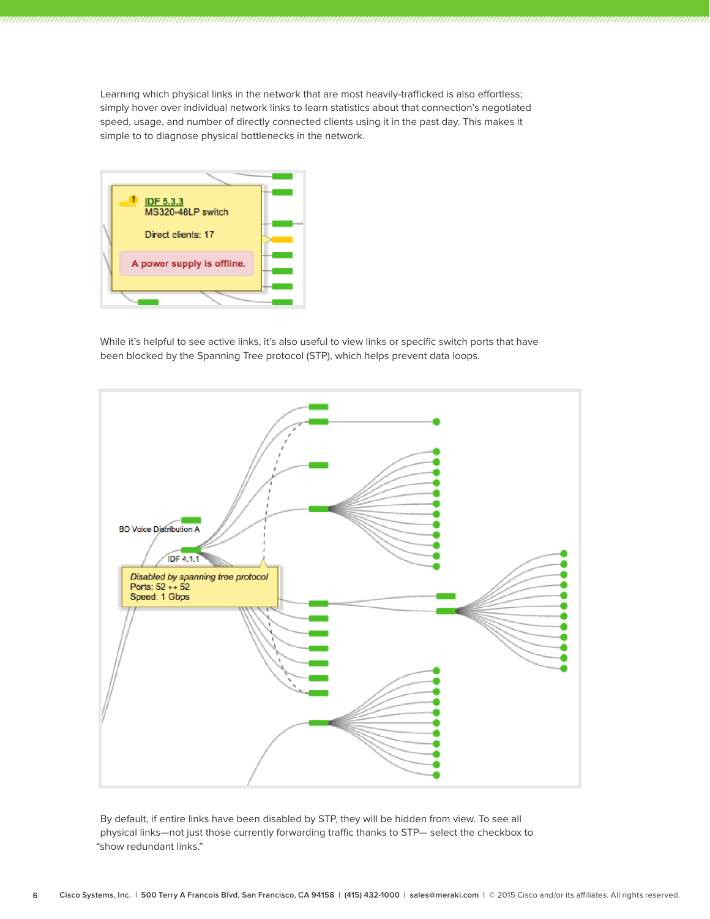Learning which physical links in the network that are most heavily-trafficked is also effortless; simply hover over individual network links to learn statistics about that connection's negotiated speed, usage, and number of directly connected clients using it in the past day. This makes it simple to to diagnose physical bottlenecks in the network.

While it's helpful to see active links, it's also useful to view links or specific switch ports that have been blocked by the Spanning Tree protocol (STP), which helps prevent data loops.

By default, if entire links have been disabled by STP, they will be hidden from view. To see all physical links—not just those currently forwarding traffic thanks to STP— select the checkbox to "show redundant links."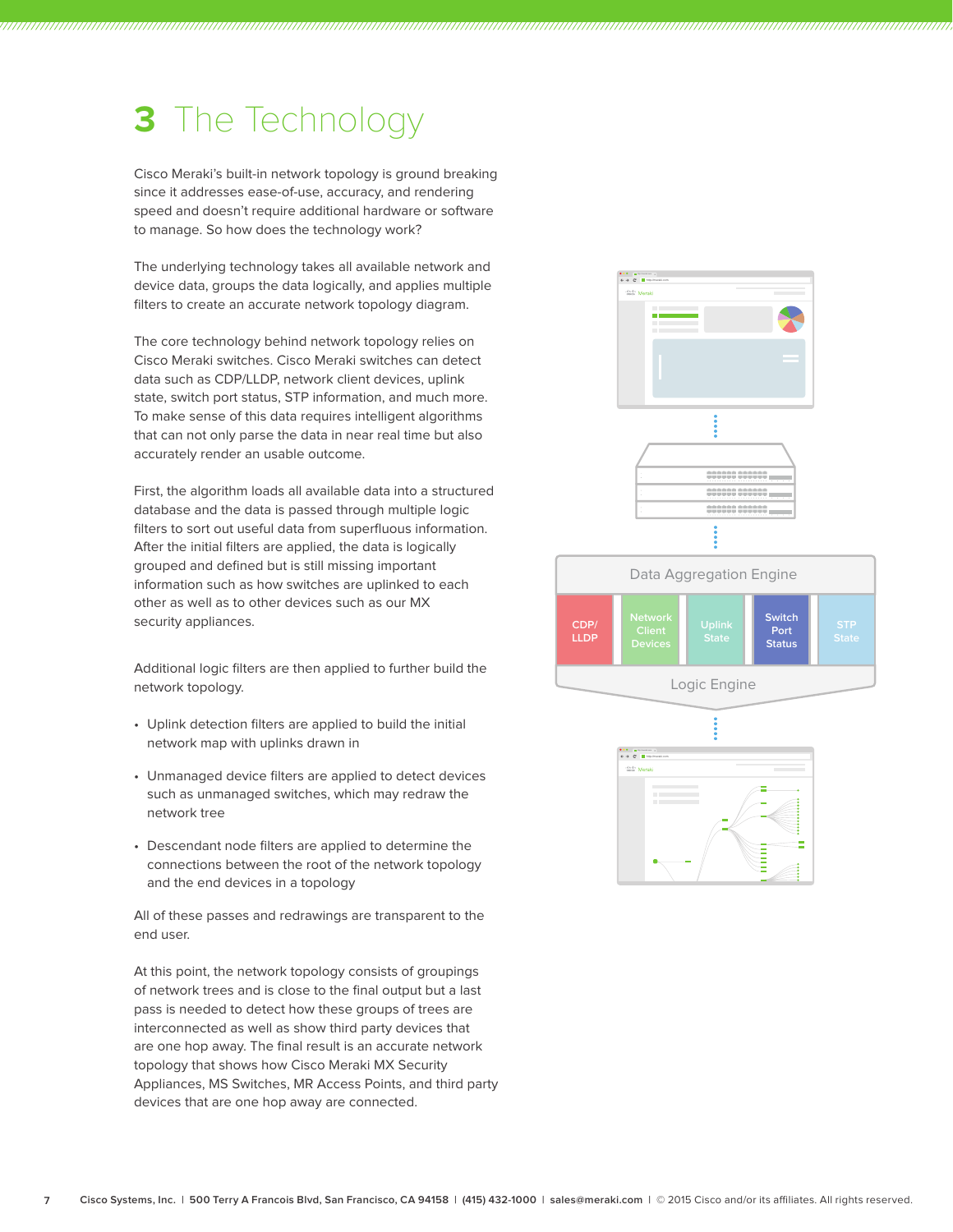# 3 The Technology

Cisco Meraki's built-in network topology is ground breaking since it addresses ease-of-use, accuracy, and rendering speed and doesn't require additional hardware or software to manage. So how does the technology work?

The underlying technology takes all available network and device data, groups the data logically, and applies multiple filters to create an accurate network topology diagram.

The core technology behind network topology relies on Cisco Meraki switches. Cisco Meraki switches can detect data such as CDP/LLDP, network client devices, uplink state, switch port status, STP information, and much more. To make sense of this data requires intelligent algorithms that can not only parse the data in near real time but also accurately render an usable outcome.

First, the algorithm loads all available data into a structured database and the data is passed through multiple logic filters to sort out useful data from superfluous information. After the initial filters are applied, the data is logically grouped and defined but is still missing important information such as how switches are uplinked to each other as well as to other devices such as our MX security appliances.

Additional logic filters are then applied to further build the network topology.

- Uplink detection filters are applied to build the initial network map with uplinks drawn in
- Unmanaged device filters are applied to detect devices such as unmanaged switches, which may redraw the network tree
- Descendant node filters are applied to determine the connections between the root of the network topology and the end devices in a topology

All of these passes and redrawings are transparent to the end user.

At this point, the network topology consists of groupings of network trees and is close to the final output but a last pass is needed to detect how these groups of trees are interconnected as well as show third party devices that are one hop away. The final result is an accurate network topology that shows how Cisco Meraki MX Security Appliances, MS Switches, MR Access Points, and third party devices that are one hop away are connected.

Data Aggregation Engine

CDP/LLDP | Network Client Devices | Uplink State | Switch Port Status | STP State

Logic Engine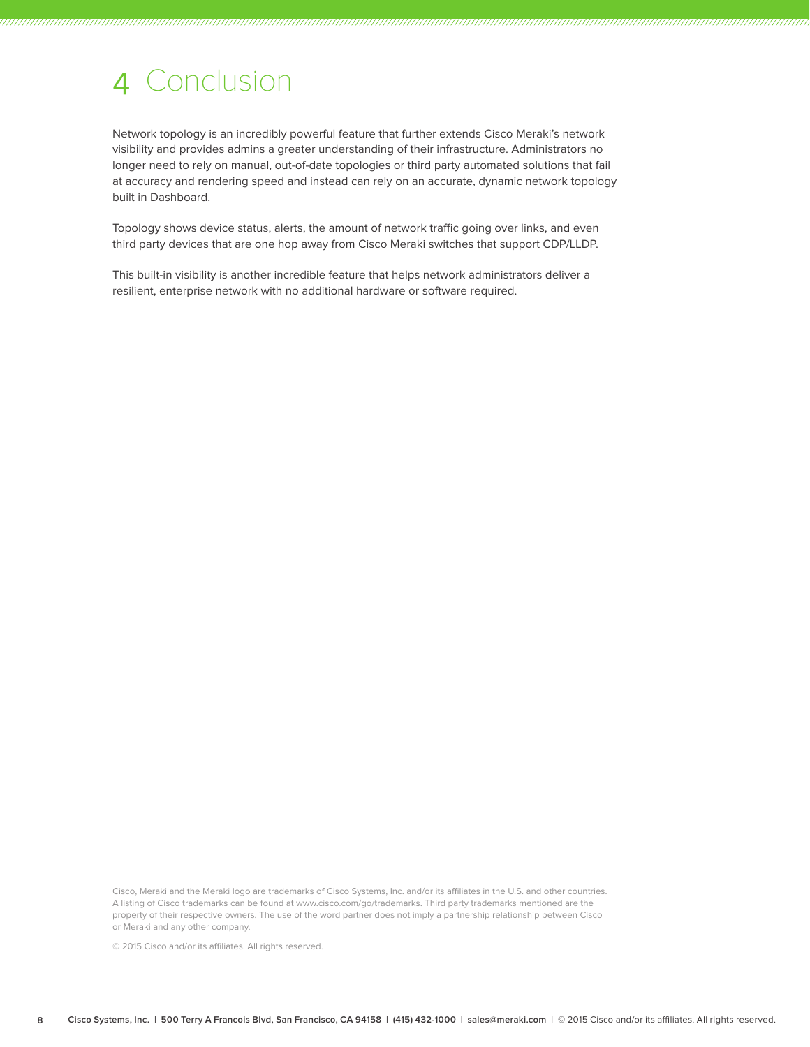# 4 Conclusion

Network topology is an incredibly powerful feature that further extends Cisco Meraki's network visibility and provides admins a greater understanding of their infrastructure. Administrators no longer need to rely on manual, out-of-date topologies or third party automated solutions that fail at accuracy and rendering speed and instead can rely on an accurate, dynamic network topology built in Dashboard.

Topology shows device status, alerts, the amount of network traffic going over links, and even third party devices that are one hop away from Cisco Meraki switches that support CDP/LLDP.

This built-in visibility is another incredible feature that helps network administrators deliver a resilient, enterprise network with no additional hardware or software required.

Cisco, Meraki and the Meraki logo are trademarks of Cisco Systems, Inc. and/or its affiliates in the U.S. and other countries. A listing of Cisco trademarks can be found at www.cisco.com/go/trademarks. Third party trademarks mentioned are the property of their respective owners. The use of the word partner does not imply a partnership relationship between Cisco or Meraki and any other company.

© 2015 Cisco and/or its affiliates. All rights reserved.